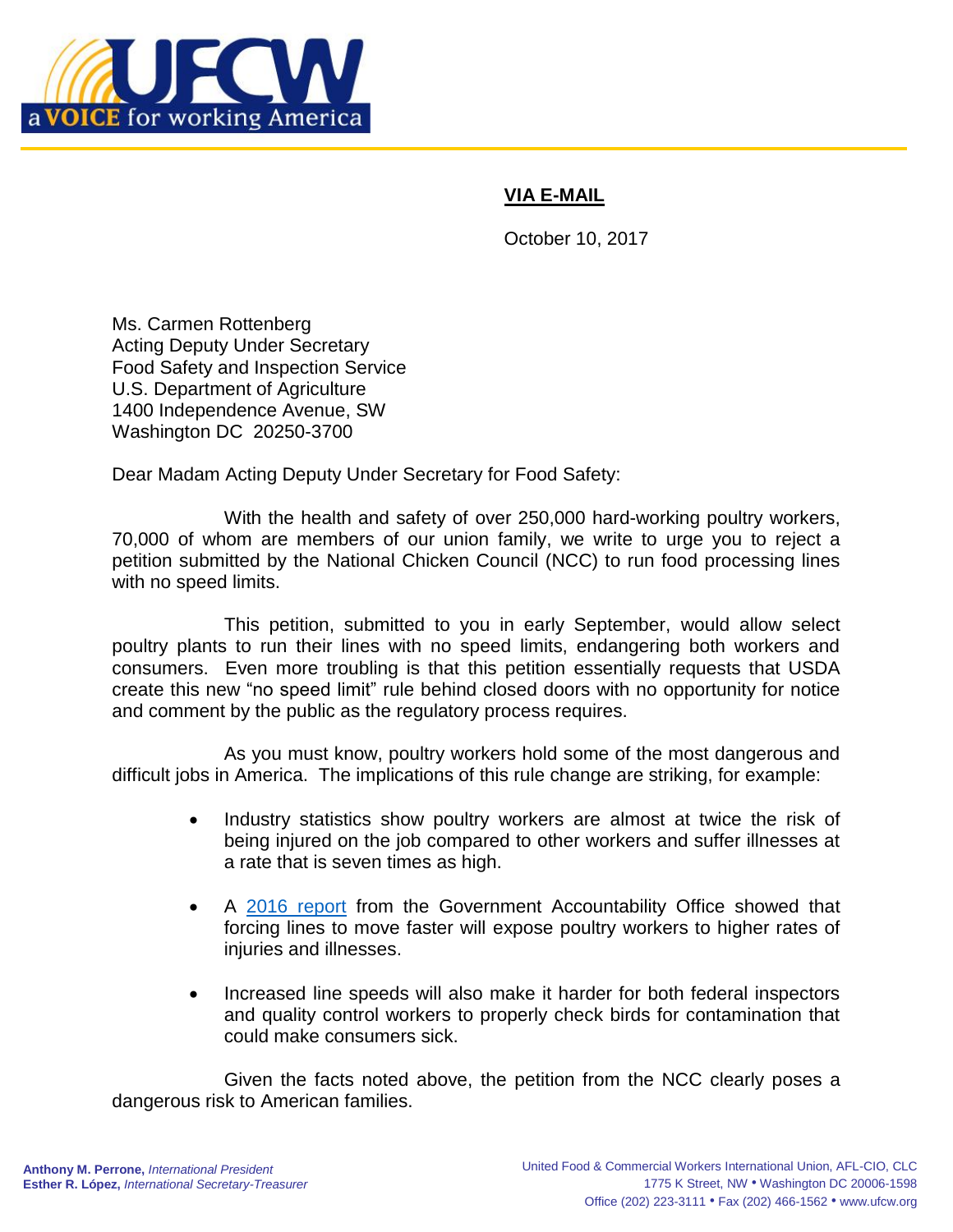**VIA E-MAIL**

October 10, 2017

Ms. Carmen Rottenberg
Acting Deputy Under Secretary
Food Safety and Inspection Service
U.S. Department of Agriculture
1400 Independence Avenue, SW
Washington DC 20250-3700

Dear Madam Acting Deputy Under Secretary for Food Safety:

With the health and safety of over 250,000 hard-working poultry workers, 70,000 of whom are members of our union family, we write to urge you to reject a petition submitted by the National Chicken Council (NCC) to run food processing lines with no speed limits.

This petition, submitted to you in early September, would allow select poultry plants to run their lines with no speed limits, endangering both workers and consumers. Even more troubling is that this petition essentially requests that USDA create this new "no speed limit" rule behind closed doors with no opportunity for notice and comment by the public as the regulatory process requires.

As you must know, poultry workers hold some of the most dangerous and difficult jobs in America. The implications of this rule change are striking, for example:

- Industry statistics show poultry workers are almost at twice the risk of being injured on the job compared to other workers and suffer illnesses at a rate that is seven times as high.
- A 2016 report from the Government Accountability Office showed that forcing lines to move faster will expose poultry workers to higher rates of injuries and illnesses.
- Increased line speeds will also make it harder for both federal inspectors and quality control workers to properly check birds for contamination that could make consumers sick.

Given the facts noted above, the petition from the NCC clearly poses a dangerous risk to American families.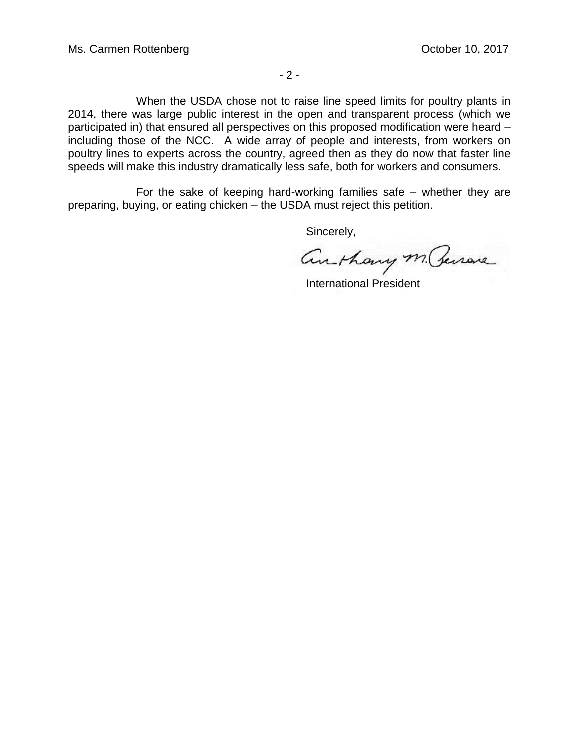When the USDA chose not to raise line speed limits for poultry plants in 2014, there was large public interest in the open and transparent process (which we participated in) that ensured all perspectives on this proposed modification were heard – including those of the NCC. A wide array of people and interests, from workers on poultry lines to experts across the country, agreed then as they do now that faster line speeds will make this industry dramatically less safe, both for workers and consumers.

For the sake of keeping hard-working families safe – whether they are preparing, buying, or eating chicken – the USDA must reject this petition.

Sincerely,

Anthony M. Perrone

International President